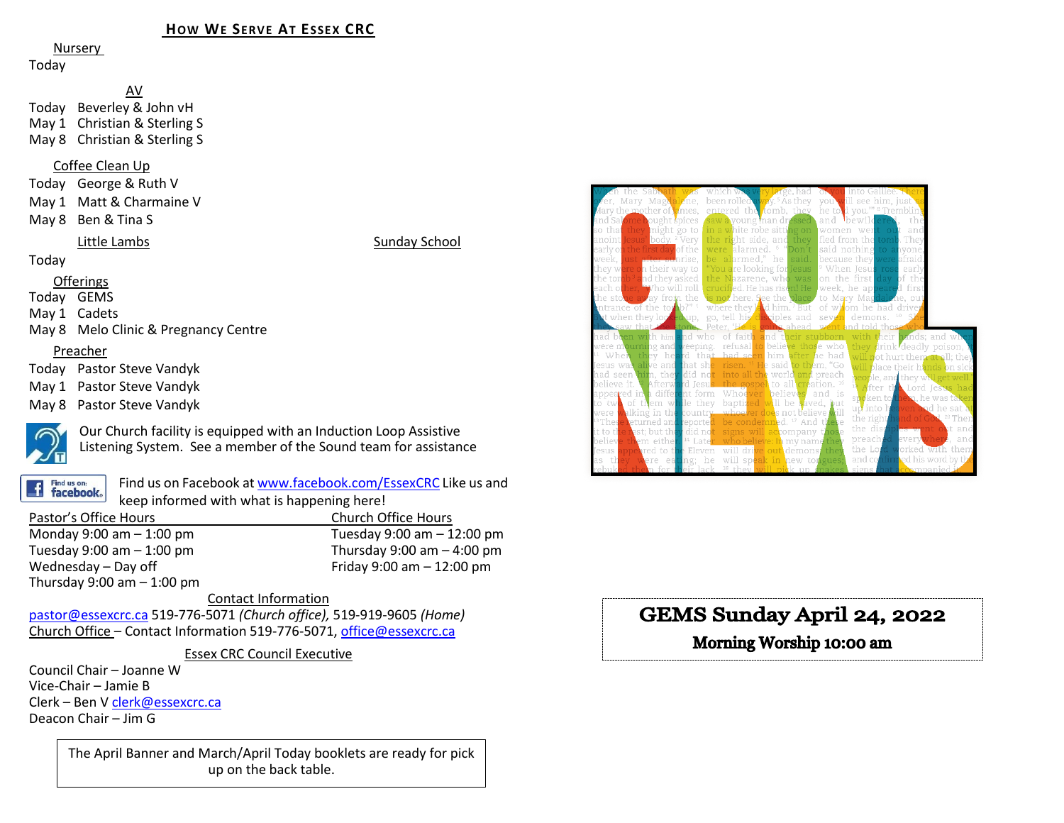## How We Serve At Essex CRC

Nursery
Today

AV
Today Beverley & John vH
May 1 Christian & Sterling S
May 8 Christian & Sterling S

Coffee Clean Up
Today George & Ruth V
May 1 Matt & Charmaine V
May 8 Ben & Tina S

Little Lambs — Sunday School
Today

Offerings
Today GEMS
May 1 Cadets
May 8 Melo Clinic & Pregnancy Centre

Preacher
Today Pastor Steve Vandyk
May 1 Pastor Steve Vandyk
May 8 Pastor Steve Vandyk

Our Church facility is equipped with an Induction Loop Assistive Listening System. See a member of the Sound team for assistance

Find us on Facebook at www.facebook.com/EssexCRC Like us and keep informed with what is happening here!

| Pastor's Office Hours | Church Office Hours |
|---|---|
| Monday 9:00 am – 1:00 pm | Tuesday 9:00 am – 12:00 pm |
| Tuesday 9:00 am – 1:00 pm | Thursday 9:00 am – 4:00 pm |
| Wednesday – Day off | Friday 9:00 am – 12:00 pm |
| Thursday 9:00 am – 1:00 pm | |

Contact Information
pastor@essexcrc.ca 519-776-5071 *(Church office)*, 519-919-9605 *(Home)*
Church Office – Contact Information 519-776-5071, office@essexcrc.ca

Essex CRC Council Executive
Council Chair – Joanne W
Vice-Chair – Jamie B
Clerk – Ben V clerk@essexcrc.ca
Deacon Chair – Jim G

The April Banner and March/April Today booklets are ready for pick up on the back table.

# GEMS Sunday April 24, 2022

**Morning Worship 10:00 am**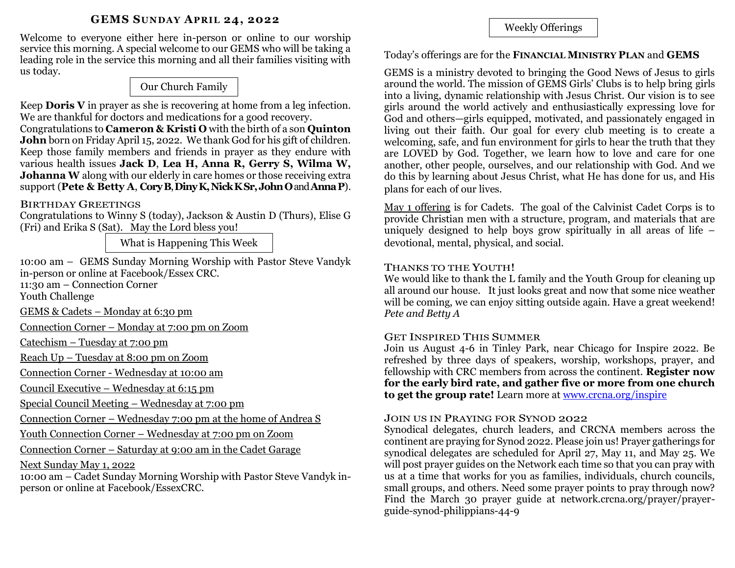# GEMS Sunday April 24, 2022

Welcome to everyone either here in-person or online to our worship service this morning. A special welcome to our GEMS who will be taking a leading role in the service this morning and all their families visiting with us today.

## Our Church Family

Keep **Doris V** in prayer as she is recovering at home from a leg infection. We are thankful for doctors and medications for a good recovery.

Congratulations to **Cameron & Kristi O** with the birth of a son **Quinton John** born on Friday April 15, 2022. We thank God for his gift of children.

Keep those family members and friends in prayer as they endure with various health issues **Jack D**, **Lea H, Anna R, Gerry S, Wilma W, Johanna W** along with our elderly in care homes or those receiving extra support (**Pete & Betty A**, **Cory B**, **Diny K, Nick K Sr, John O** and **Anna P**).

### Birthday Greetings

Congratulations to Winny S (today), Jackson & Austin D (Thurs), Elise G (Fri) and Erika S (Sat). May the Lord bless you!

## What is Happening This Week

10:00 am – GEMS Sunday Morning Worship with Pastor Steve Vandyk in-person or online at Facebook/Essex CRC.
11:30 am – Connection Corner
Youth Challenge

GEMS & Cadets – Monday at 6:30 pm

Connection Corner – Monday at 7:00 pm on Zoom

Catechism – Tuesday at 7:00 pm

Reach Up – Tuesday at 8:00 pm on Zoom

Connection Corner - Wednesday at 10:00 am

Council Executive – Wednesday at 6:15 pm

Special Council Meeting – Wednesday at 7:00 pm

Connection Corner – Wednesday 7:00 pm at the home of Andrea S

Youth Connection Corner – Wednesday at 7:00 pm on Zoom

Connection Corner – Saturday at 9:00 am in the Cadet Garage

Next Sunday May 1, 2022
10:00 am – Cadet Sunday Morning Worship with Pastor Steve Vandyk in-person or online at Facebook/EssexCRC.

## Weekly Offerings

Today's offerings are for the **Financial Ministry Plan** and **GEMS**

GEMS is a ministry devoted to bringing the Good News of Jesus to girls around the world. The mission of GEMS Girls' Clubs is to help bring girls into a living, dynamic relationship with Jesus Christ. Our vision is to see girls around the world actively and enthusiastically expressing love for God and others—girls equipped, motivated, and passionately engaged in living out their faith. Our goal for every club meeting is to create a welcoming, safe, and fun environment for girls to hear the truth that they are LOVED by God. Together, we learn how to love and care for one another, other people, ourselves, and our relationship with God. And we do this by learning about Jesus Christ, what He has done for us, and His plans for each of our lives.

May 1 offering is for Cadets. The goal of the Calvinist Cadet Corps is to provide Christian men with a structure, program, and materials that are uniquely designed to help boys grow spiritually in all areas of life – devotional, mental, physical, and social.

### Thanks to the Youth!

We would like to thank the L family and the Youth Group for cleaning up all around our house. It just looks great and now that some nice weather will be coming, we can enjoy sitting outside again. Have a great weekend!
*Pete and Betty A*

### Get Inspired This Summer

Join us August 4-6 in Tinley Park, near Chicago for Inspire 2022. Be refreshed by three days of speakers, worship, workshops, prayer, and fellowship with CRC members from across the continent. **Register now for the early bird rate, and gather five or more from one church to get the group rate!** Learn more at www.crcna.org/inspire

### Join us in Praying for Synod 2022

Synodical delegates, church leaders, and CRCNA members across the continent are praying for Synod 2022. Please join us! Prayer gatherings for synodical delegates are scheduled for April 27, May 11, and May 25. We will post prayer guides on the Network each time so that you can pray with us at a time that works for you as families, individuals, church councils, small groups, and others. Need some prayer points to pray through now? Find the March 30 prayer guide at network.crcna.org/prayer/prayer-guide-synod-philippians-44-9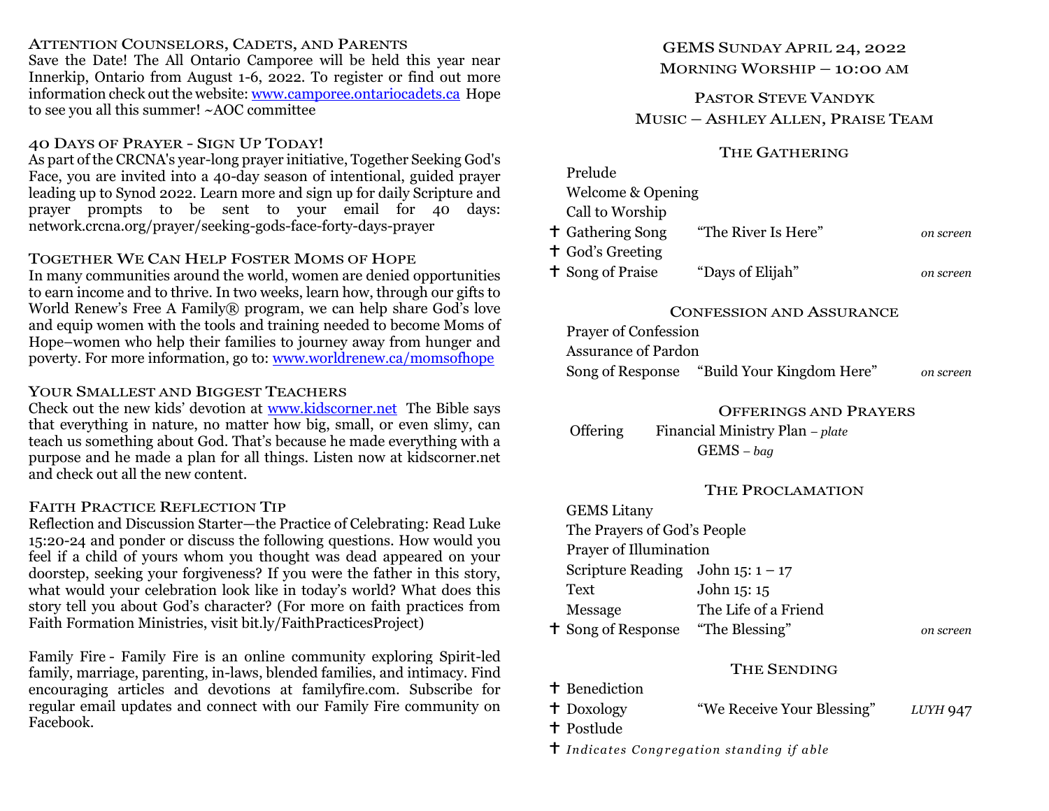### Attention Counselors, Cadets, and Parents

Save the Date! The All Ontario Camporee will be held this year near Innerkip, Ontario from August 1-6, 2022. To register or find out more information check out the website: [www.camporee.ontariocadets.ca](http://www.camporee.ontariocadets.ca) Hope to see you all this summer! ~AOC committee

### 40 Days of Prayer - Sign Up Today!

As part of the CRCNA's year-long prayer initiative, Together Seeking God's Face, you are invited into a 40-day season of intentional, guided prayer leading up to Synod 2022. Learn more and sign up for daily Scripture and prayer prompts to be sent to your email for 40 days: network.crcna.org/prayer/seeking-gods-face-forty-days-prayer

### Together We Can Help Foster Moms of Hope

In many communities around the world, women are denied opportunities to earn income and to thrive. In two weeks, learn how, through our gifts to World Renew's Free A Family® program, we can help share God's love and equip women with the tools and training needed to become Moms of Hope–women who help their families to journey away from hunger and poverty. For more information, go to: [www.worldrenew.ca/momsofhope](http://www.worldrenew.ca/momsofhope)

### Your Smallest and Biggest Teachers

Check out the new kids' devotion at [www.kidscorner.net](http://www.kidscorner.net) The Bible says that everything in nature, no matter how big, small, or even slimy, can teach us something about God. That's because he made everything with a purpose and he made a plan for all things. Listen now at kidscorner.net and check out all the new content.

### Faith Practice Reflection Tip

Reflection and Discussion Starter—the Practice of Celebrating: Read Luke 15:20-24 and ponder or discuss the following questions. How would you feel if a child of yours whom you thought was dead appeared on your doorstep, seeking your forgiveness? If you were the father in this story, what would your celebration look like in today's world? What does this story tell you about God's character? (For more on faith practices from Faith Formation Ministries, visit bit.ly/FaithPracticesProject)

Family Fire - Family Fire is an online community exploring Spirit-led family, marriage, parenting, in-laws, blended families, and intimacy. Find encouraging articles and devotions at familyfire.com. Subscribe for regular email updates and connect with our Family Fire community on Facebook.

## GEMS Sunday April 24, 2022
## Morning Worship – 10:00 AM

Pastor Steve Vandyk
Music – Ashley Allen, Praise Team

### The Gathering

Prelude
Welcome & Opening
Call to Worship
✝ Gathering Song — "The River Is Here" — *on screen*
✝ God's Greeting
✝ Song of Praise — "Days of Elijah" — *on screen*

### Confession and Assurance

Prayer of Confession
Assurance of Pardon
Song of Response — "Build Your Kingdom Here" — *on screen*

### Offerings and Prayers

Offering — Financial Ministry Plan – *plate*
GEMS – *bag*

### The Proclamation

GEMS Litany
The Prayers of God's People
Prayer of Illumination
Scripture Reading — John 15: 1 – 17
Text — John 15: 15
Message — The Life of a Friend
✝ Song of Response — "The Blessing" — *on screen*

### The Sending

✝ Benediction
✝ Doxology — "We Receive Your Blessing" — *LUYH* 947
✝ Postlude

✝ *Indicates Congregation standing if able*